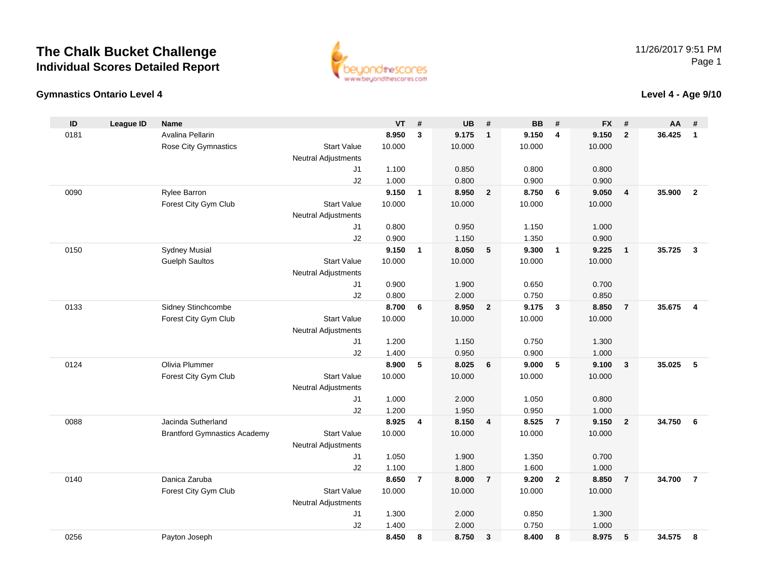# The Chalk Bucket Challenge

## Individual Scores Detailed Report

11/26/2017 9:51 PM

### Gymnastics Ontario Level 4

### Level 4 - Age 9/10

| ID | League ID | Name | | VT | # | UB | # | BB | # | FX | # | AA | # |
|---|---|---|---|---|---|---|---|---|---|---|---|---|---|
| 0181 | | Avalina Pellarin | | **8.950** | **3** | **9.175** | **1** | **9.150** | **4** | **9.150** | **2** | **36.425** | **1** |
| | | Rose City Gymnastics | Start Value | 10.000 | | 10.000 | | 10.000 | | 10.000 | | | |
| | | | Neutral Adjustments | | | | | | | | | | |
| | | | J1 | 1.100 | | 0.850 | | 0.800 | | 0.800 | | | |
| | | | J2 | 1.000 | | 0.800 | | 0.900 | | 0.900 | | | |
| 0090 | | Rylee Barron | | **9.150** | **1** | **8.950** | **2** | **8.750** | **6** | **9.050** | **4** | **35.900** | **2** |
| | | Forest City Gym Club | Start Value | 10.000 | | 10.000 | | 10.000 | | 10.000 | | | |
| | | | Neutral Adjustments | | | | | | | | | | |
| | | | J1 | 0.800 | | 0.950 | | 1.150 | | 1.000 | | | |
| | | | J2 | 0.900 | | 1.150 | | 1.350 | | 0.900 | | | |
| 0150 | | Sydney Musial | | **9.150** | **1** | **8.050** | **5** | **9.300** | **1** | **9.225** | **1** | **35.725** | **3** |
| | | Guelph Saultos | Start Value | 10.000 | | 10.000 | | 10.000 | | 10.000 | | | |
| | | | Neutral Adjustments | | | | | | | | | | |
| | | | J1 | 0.900 | | 1.900 | | 0.650 | | 0.700 | | | |
| | | | J2 | 0.800 | | 2.000 | | 0.750 | | 0.850 | | | |
| 0133 | | Sidney Stinchcombe | | **8.700** | **6** | **8.950** | **2** | **9.175** | **3** | **8.850** | **7** | **35.675** | **4** |
| | | Forest City Gym Club | Start Value | 10.000 | | 10.000 | | 10.000 | | 10.000 | | | |
| | | | Neutral Adjustments | | | | | | | | | | |
| | | | J1 | 1.200 | | 1.150 | | 0.750 | | 1.300 | | | |
| | | | J2 | 1.400 | | 0.950 | | 0.900 | | 1.000 | | | |
| 0124 | | Olivia Plummer | | **8.900** | **5** | **8.025** | **6** | **9.000** | **5** | **9.100** | **3** | **35.025** | **5** |
| | | Forest City Gym Club | Start Value | 10.000 | | 10.000 | | 10.000 | | 10.000 | | | |
| | | | Neutral Adjustments | | | | | | | | | | |
| | | | J1 | 1.000 | | 2.000 | | 1.050 | | 0.800 | | | |
| | | | J2 | 1.200 | | 1.950 | | 0.950 | | 1.000 | | | |
| 0088 | | Jacinda Sutherland | | **8.925** | **4** | **8.150** | **4** | **8.525** | **7** | **9.150** | **2** | **34.750** | **6** |
| | | Brantford Gymnastics Academy | Start Value | 10.000 | | 10.000 | | 10.000 | | 10.000 | | | |
| | | | Neutral Adjustments | | | | | | | | | | |
| | | | J1 | 1.050 | | 1.900 | | 1.350 | | 0.700 | | | |
| | | | J2 | 1.100 | | 1.800 | | 1.600 | | 1.000 | | | |
| 0140 | | Danica Zaruba | | **8.650** | **7** | **8.000** | **7** | **9.200** | **2** | **8.850** | **7** | **34.700** | **7** |
| | | Forest City Gym Club | Start Value | 10.000 | | 10.000 | | 10.000 | | 10.000 | | | |
| | | | Neutral Adjustments | | | | | | | | | | |
| | | | J1 | 1.300 | | 2.000 | | 0.850 | | 1.300 | | | |
| | | | J2 | 1.400 | | 2.000 | | 0.750 | | 1.000 | | | |
| 0256 | | Payton Joseph | | **8.450** | **8** | **8.750** | **3** | **8.400** | **8** | **8.975** | **5** | **34.575** | **8** |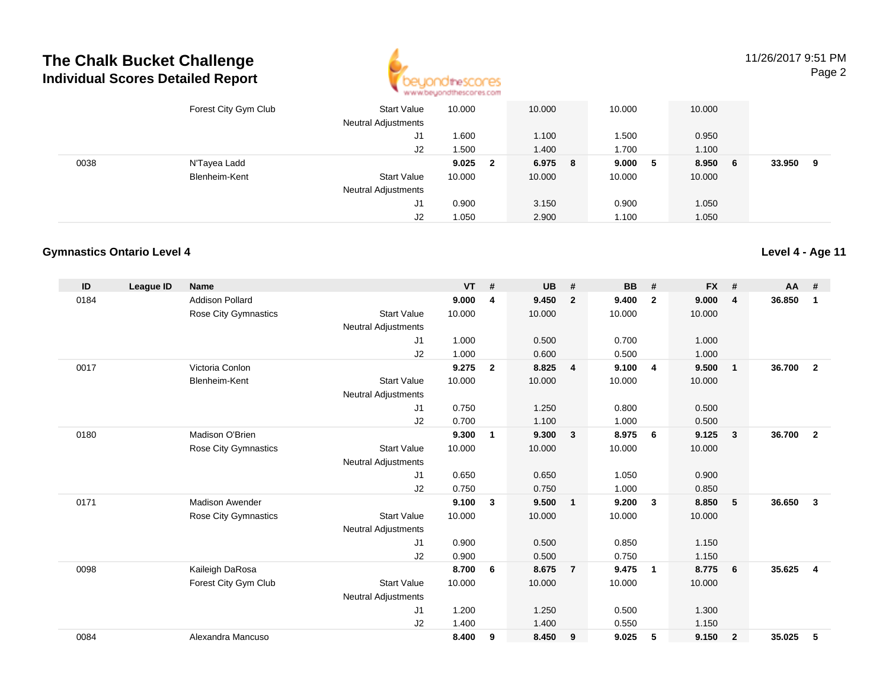# The Chalk Bucket Challenge
## Individual Scores Detailed Report

| ID | League ID | Name | | VT | # | UB | # | BB | # | FX | # | AA | # |
|---|---|---|---|---|---|---|---|---|---|---|---|---|---|
| | | Forest City Gym Club | Start Value | 10.000 | | 10.000 | | 10.000 | | 10.000 | | | |
| | | | Neutral Adjustments | | | | | | | | | | |
| | | | J1 | 1.600 | | 1.100 | | 1.500 | | 0.950 | | | |
| | | | J2 | 1.500 | | 1.400 | | 1.700 | | 1.100 | | | |
| 0038 | | N'Tayea Ladd | | **9.025** | **2** | **6.975** | **8** | **9.000** | **5** | **8.950** | **6** | **33.950** | **9** |
| | | Blenheim-Kent | Start Value | 10.000 | | 10.000 | | 10.000 | | 10.000 | | | |
| | | | Neutral Adjustments | | | | | | | | | | |
| | | | J1 | 0.900 | | 3.150 | | 0.900 | | 1.050 | | | |
| | | | J2 | 1.050 | | 2.900 | | 1.100 | | 1.050 | | | |

### Gymnastics Ontario Level 4

**Level 4 - Age 11**

| ID | League ID | Name | | VT | # | UB | # | BB | # | FX | # | AA | # |
|---|---|---|---|---|---|---|---|---|---|---|---|---|---|
| 0184 | | Addison Pollard | | **9.000** | **4** | **9.450** | **2** | **9.400** | **2** | **9.000** | **4** | **36.850** | **1** |
| | | Rose City Gymnastics | Start Value | 10.000 | | 10.000 | | 10.000 | | 10.000 | | | |
| | | | Neutral Adjustments | | | | | | | | | | |
| | | | J1 | 1.000 | | 0.500 | | 0.700 | | 1.000 | | | |
| | | | J2 | 1.000 | | 0.600 | | 0.500 | | 1.000 | | | |
| 0017 | | Victoria Conlon | | **9.275** | **2** | **8.825** | **4** | **9.100** | **4** | **9.500** | **1** | **36.700** | **2** |
| | | Blenheim-Kent | Start Value | 10.000 | | 10.000 | | 10.000 | | 10.000 | | | |
| | | | Neutral Adjustments | | | | | | | | | | |
| | | | J1 | 0.750 | | 1.250 | | 0.800 | | 0.500 | | | |
| | | | J2 | 0.700 | | 1.100 | | 1.000 | | 0.500 | | | |
| 0180 | | Madison O'Brien | | **9.300** | **1** | **9.300** | **3** | **8.975** | **6** | **9.125** | **3** | **36.700** | **2** |
| | | Rose City Gymnastics | Start Value | 10.000 | | 10.000 | | 10.000 | | 10.000 | | | |
| | | | Neutral Adjustments | | | | | | | | | | |
| | | | J1 | 0.650 | | 0.650 | | 1.050 | | 0.900 | | | |
| | | | J2 | 0.750 | | 0.750 | | 1.000 | | 0.850 | | | |
| 0171 | | Madison Awender | | **9.100** | **3** | **9.500** | **1** | **9.200** | **3** | **8.850** | **5** | **36.650** | **3** |
| | | Rose City Gymnastics | Start Value | 10.000 | | 10.000 | | 10.000 | | 10.000 | | | |
| | | | Neutral Adjustments | | | | | | | | | | |
| | | | J1 | 0.900 | | 0.500 | | 0.850 | | 1.150 | | | |
| | | | J2 | 0.900 | | 0.500 | | 0.750 | | 1.150 | | | |
| 0098 | | Kaileigh DaRosa | | **8.700** | **6** | **8.675** | **7** | **9.475** | **1** | **8.775** | **6** | **35.625** | **4** |
| | | Forest City Gym Club | Start Value | 10.000 | | 10.000 | | 10.000 | | 10.000 | | | |
| | | | Neutral Adjustments | | | | | | | | | | |
| | | | J1 | 1.200 | | 1.250 | | 0.500 | | 1.300 | | | |
| | | | J2 | 1.400 | | 1.400 | | 0.550 | | 1.150 | | | |
| 0084 | | Alexandra Mancuso | | **8.400** | **9** | **8.450** | **9** | **9.025** | **5** | **9.150** | **2** | **35.025** | **5** |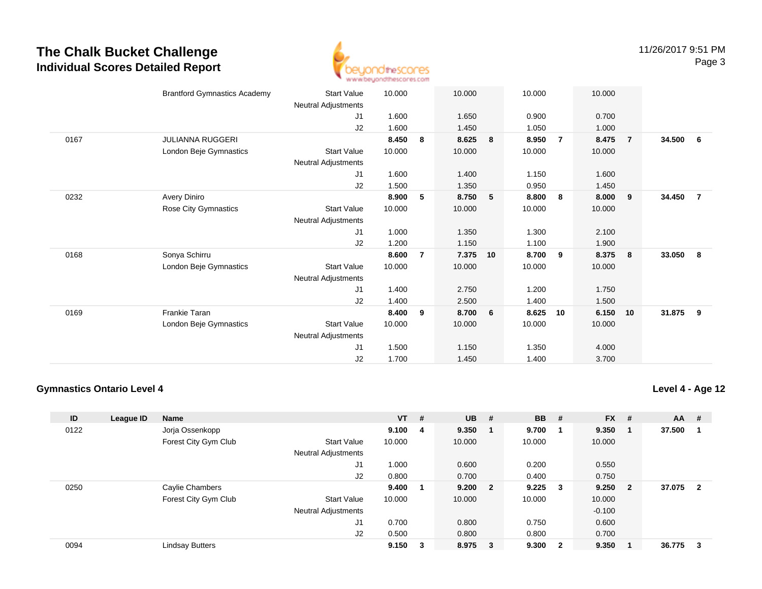# The Chalk Bucket Challenge
## Individual Scores Detailed Report

11/26/2017 9:51 PM

| ID | League ID | Name | | VT | # | UB | # | BB | # | FX | # | AA | # |
|---|---|---|---|---|---|---|---|---|---|---|---|---|---|
| | | Brantford Gymnastics Academy | Start Value | 10.000 | | 10.000 | | 10.000 | | 10.000 | | | |
| | | | Neutral Adjustments | | | | | | | | | | |
| | | | J1 | 1.600 | | 1.650 | | 0.900 | | 0.700 | | | |
| | | | J2 | 1.600 | | 1.450 | | 1.050 | | 1.000 | | | |
| 0167 | | JULIANNA RUGGERI | | **8.450** | **8** | **8.625** | **8** | **8.950** | **7** | **8.475** | **7** | **34.500** | **6** |
| | | London Beje Gymnastics | Start Value | 10.000 | | 10.000 | | 10.000 | | 10.000 | | | |
| | | | Neutral Adjustments | | | | | | | | | | |
| | | | J1 | 1.600 | | 1.400 | | 1.150 | | 1.600 | | | |
| | | | J2 | 1.500 | | 1.350 | | 0.950 | | 1.450 | | | |
| 0232 | | Avery Diniro | | **8.900** | **5** | **8.750** | **5** | **8.800** | **8** | **8.000** | **9** | **34.450** | **7** |
| | | Rose City Gymnastics | Start Value | 10.000 | | 10.000 | | 10.000 | | 10.000 | | | |
| | | | Neutral Adjustments | | | | | | | | | | |
| | | | J1 | 1.000 | | 1.350 | | 1.300 | | 2.100 | | | |
| | | | J2 | 1.200 | | 1.150 | | 1.100 | | 1.900 | | | |
| 0168 | | Sonya Schirru | | **8.600** | **7** | **7.375** | **10** | **8.700** | **9** | **8.375** | **8** | **33.050** | **8** |
| | | London Beje Gymnastics | Start Value | 10.000 | | 10.000 | | 10.000 | | 10.000 | | | |
| | | | Neutral Adjustments | | | | | | | | | | |
| | | | J1 | 1.400 | | 2.750 | | 1.200 | | 1.750 | | | |
| | | | J2 | 1.400 | | 2.500 | | 1.400 | | 1.500 | | | |
| 0169 | | Frankie Taran | | **8.400** | **9** | **8.700** | **6** | **8.625** | **10** | **6.150** | **10** | **31.875** | **9** |
| | | London Beje Gymnastics | Start Value | 10.000 | | 10.000 | | 10.000 | | 10.000 | | | |
| | | | Neutral Adjustments | | | | | | | | | | |
| | | | J1 | 1.500 | | 1.150 | | 1.350 | | 4.000 | | | |
| | | | J2 | 1.700 | | 1.450 | | 1.400 | | 3.700 | | | |

### Gymnastics Ontario Level 4

**Level 4 - Age 12**

| ID | League ID | Name | | VT | # | UB | # | BB | # | FX | # | AA | # |
|---|---|---|---|---|---|---|---|---|---|---|---|---|---|
| 0122 | | Jorja Ossenkopp | | **9.100** | **4** | **9.350** | **1** | **9.700** | **1** | **9.350** | **1** | **37.500** | **1** |
| | | Forest City Gym Club | Start Value | 10.000 | | 10.000 | | 10.000 | | 10.000 | | | |
| | | | Neutral Adjustments | | | | | | | | | | |
| | | | J1 | 1.000 | | 0.600 | | 0.200 | | 0.550 | | | |
| | | | J2 | 0.800 | | 0.700 | | 0.400 | | 0.750 | | | |
| 0250 | | Caylie Chambers | | **9.400** | **1** | **9.200** | **2** | **9.225** | **3** | **9.250** | **2** | **37.075** | **2** |
| | | Forest City Gym Club | Start Value | 10.000 | | 10.000 | | 10.000 | | 10.000 | | | |
| | | | Neutral Adjustments | | | | | | | -0.100 | | | |
| | | | J1 | 0.700 | | 0.800 | | 0.750 | | 0.600 | | | |
| | | | J2 | 0.500 | | 0.800 | | 0.800 | | 0.700 | | | |
| 0094 | | Lindsay Butters | | **9.150** | **3** | **8.975** | **3** | **9.300** | **2** | **9.350** | **1** | **36.775** | **3** |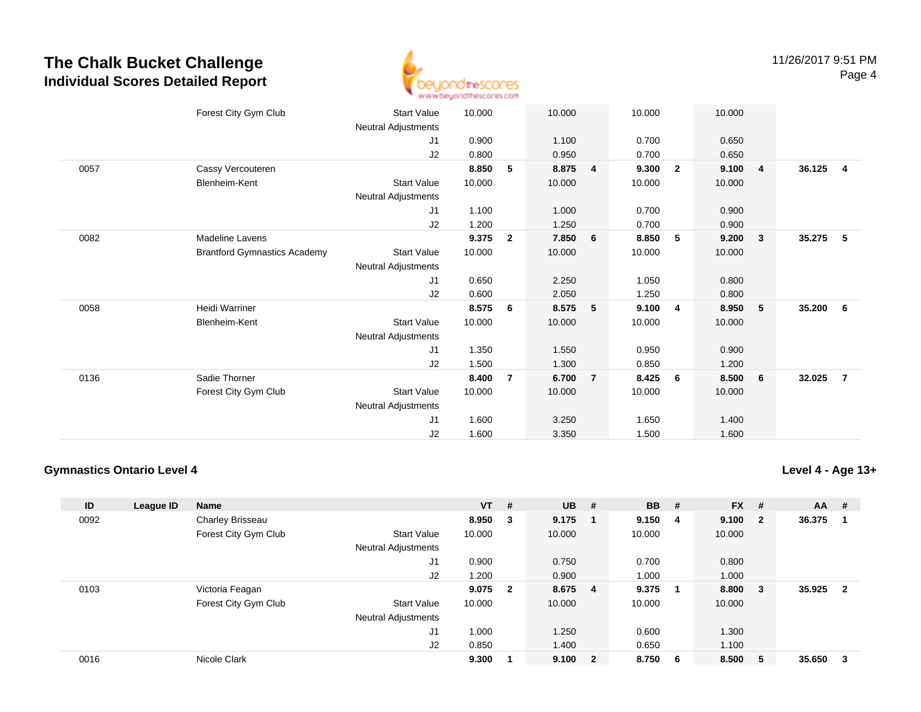# The Chalk Bucket Challenge
## Individual Scores Detailed Report

| ID | League ID | Name | | VT | # | UB | # | BB | # | FX | # | AA | # |
|---|---|---|---|---|---|---|---|---|---|---|---|---|---|
| | | Forest City Gym Club | Start Value | 10.000 | | 10.000 | | 10.000 | | 10.000 | | | |
| | | | Neutral Adjustments | | | | | | | | | | |
| | | | J1 | 0.900 | | 1.100 | | 0.700 | | 0.650 | | | |
| | | | J2 | 0.800 | | 0.950 | | 0.700 | | 0.650 | | | |
| 0057 | | Cassy Vercouteren | | **8.850** | **5** | **8.875** | **4** | **9.300** | **2** | **9.100** | **4** | **36.125** | **4** |
| | | Blenheim-Kent | Start Value | 10.000 | | 10.000 | | 10.000 | | 10.000 | | | |
| | | | Neutral Adjustments | | | | | | | | | | |
| | | | J1 | 1.100 | | 1.000 | | 0.700 | | 0.900 | | | |
| | | | J2 | 1.200 | | 1.250 | | 0.700 | | 0.900 | | | |
| 0082 | | Madeline Lavens | | **9.375** | **2** | **7.850** | **6** | **8.850** | **5** | **9.200** | **3** | **35.275** | **5** |
| | | Brantford Gymnastics Academy | Start Value | 10.000 | | 10.000 | | 10.000 | | 10.000 | | | |
| | | | Neutral Adjustments | | | | | | | | | | |
| | | | J1 | 0.650 | | 2.250 | | 1.050 | | 0.800 | | | |
| | | | J2 | 0.600 | | 2.050 | | 1.250 | | 0.800 | | | |
| 0058 | | Heidi Warriner | | **8.575** | **6** | **8.575** | **5** | **9.100** | **4** | **8.950** | **5** | **35.200** | **6** |
| | | Blenheim-Kent | Start Value | 10.000 | | 10.000 | | 10.000 | | 10.000 | | | |
| | | | Neutral Adjustments | | | | | | | | | | |
| | | | J1 | 1.350 | | 1.550 | | 0.950 | | 0.900 | | | |
| | | | J2 | 1.500 | | 1.300 | | 0.850 | | 1.200 | | | |
| 0136 | | Sadie Thorner | | **8.400** | **7** | **6.700** | **7** | **8.425** | **6** | **8.500** | **6** | **32.025** | **7** |
| | | Forest City Gym Club | Start Value | 10.000 | | 10.000 | | 10.000 | | 10.000 | | | |
| | | | Neutral Adjustments | | | | | | | | | | |
| | | | J1 | 1.600 | | 3.250 | | 1.650 | | 1.400 | | | |
| | | | J2 | 1.600 | | 3.350 | | 1.500 | | 1.600 | | | |

### Gymnastics Ontario Level 4

### Level 4 - Age 13+

| ID | League ID | Name | | VT | # | UB | # | BB | # | FX | # | AA | # |
|---|---|---|---|---|---|---|---|---|---|---|---|---|---|
| 0092 | | Charley Brisseau | | **8.950** | **3** | **9.175** | **1** | **9.150** | **4** | **9.100** | **2** | **36.375** | **1** |
| | | Forest City Gym Club | Start Value | 10.000 | | 10.000 | | 10.000 | | 10.000 | | | |
| | | | Neutral Adjustments | | | | | | | | | | |
| | | | J1 | 0.900 | | 0.750 | | 0.700 | | 0.800 | | | |
| | | | J2 | 1.200 | | 0.900 | | 1.000 | | 1.000 | | | |
| 0103 | | Victoria Feagan | | **9.075** | **2** | **8.675** | **4** | **9.375** | **1** | **8.800** | **3** | **35.925** | **2** |
| | | Forest City Gym Club | Start Value | 10.000 | | 10.000 | | 10.000 | | 10.000 | | | |
| | | | Neutral Adjustments | | | | | | | | | | |
| | | | J1 | 1.000 | | 1.250 | | 0.600 | | 1.300 | | | |
| | | | J2 | 0.850 | | 1.400 | | 0.650 | | 1.100 | | | |
| 0016 | | Nicole Clark | | **9.300** | **1** | **9.100** | **2** | **8.750** | **6** | **8.500** | **5** | **35.650** | **3** |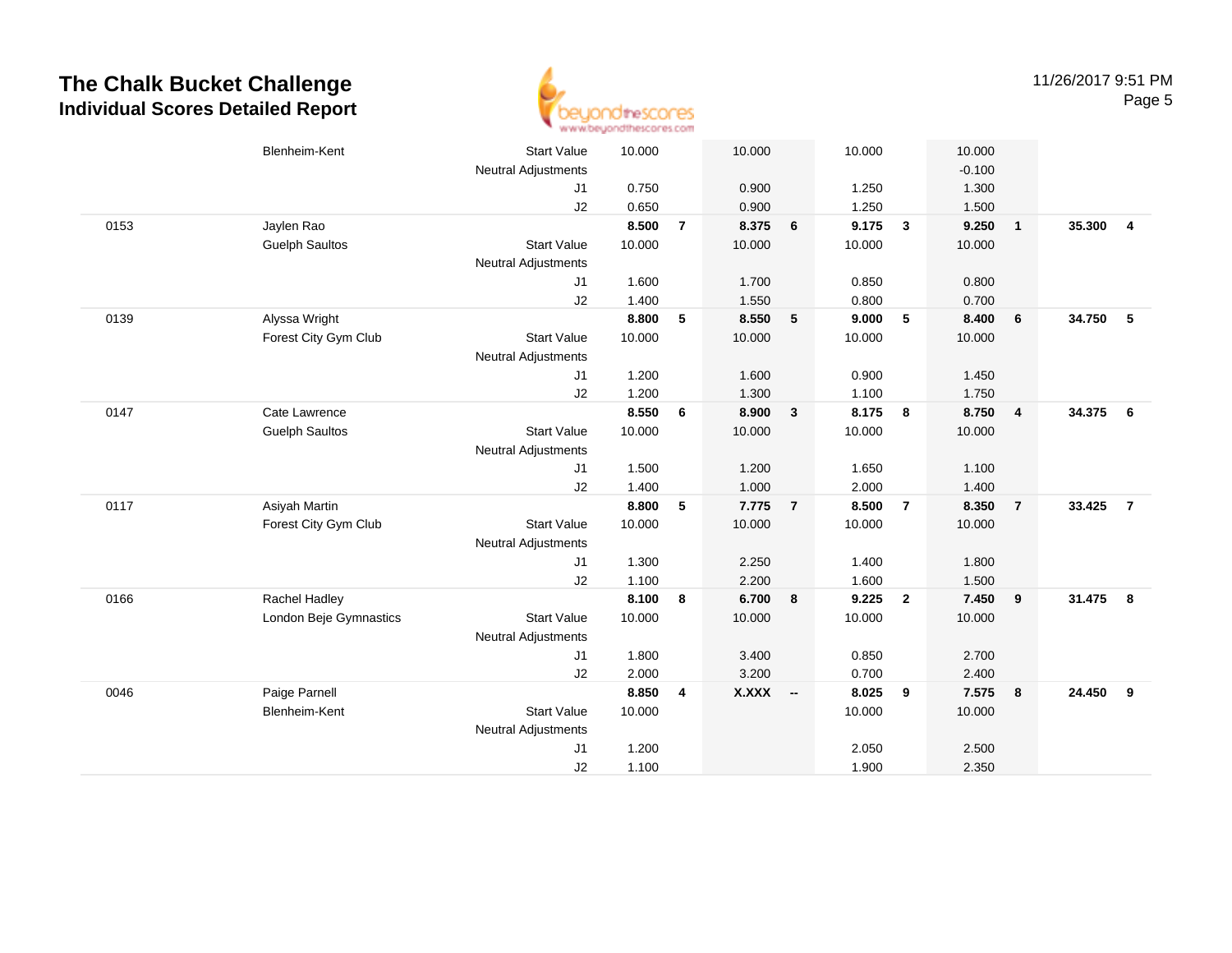# The Chalk Bucket Challenge

## Individual Scores Detailed Report

11/26/2017 9:51 PM

| | | | | | | | | | | | | |
|---|---|---|---|---|---|---|---|---|---|---|---|---|
| | Blenheim-Kent | Start Value | 10.000 | | 10.000 | | 10.000 | | 10.000 | | | |
| | | Neutral Adjustments | | | | | | | -0.100 | | | |
| | | J1 | 0.750 | | 0.900 | | 1.250 | | 1.300 | | | |
| | | J2 | 0.650 | | 0.900 | | 1.250 | | 1.500 | | | |
| 0153 | Jaylen Rao | | **8.500** | **7** | **8.375** | **6** | **9.175** | **3** | **9.250** | **1** | **35.300** | **4** |
| | Guelph Saultos | Start Value | 10.000 | | 10.000 | | 10.000 | | 10.000 | | | |
| | | Neutral Adjustments | | | | | | | | | | |
| | | J1 | 1.600 | | 1.700 | | 0.850 | | 0.800 | | | |
| | | J2 | 1.400 | | 1.550 | | 0.800 | | 0.700 | | | |
| 0139 | Alyssa Wright | | **8.800** | **5** | **8.550** | **5** | **9.000** | **5** | **8.400** | **6** | **34.750** | **5** |
| | Forest City Gym Club | Start Value | 10.000 | | 10.000 | | 10.000 | | 10.000 | | | |
| | | Neutral Adjustments | | | | | | | | | | |
| | | J1 | 1.200 | | 1.600 | | 0.900 | | 1.450 | | | |
| | | J2 | 1.200 | | 1.300 | | 1.100 | | 1.750 | | | |
| 0147 | Cate Lawrence | | **8.550** | **6** | **8.900** | **3** | **8.175** | **8** | **8.750** | **4** | **34.375** | **6** |
| | Guelph Saultos | Start Value | 10.000 | | 10.000 | | 10.000 | | 10.000 | | | |
| | | Neutral Adjustments | | | | | | | | | | |
| | | J1 | 1.500 | | 1.200 | | 1.650 | | 1.100 | | | |
| | | J2 | 1.400 | | 1.000 | | 2.000 | | 1.400 | | | |
| 0117 | Asiyah Martin | | **8.800** | **5** | **7.775** | **7** | **8.500** | **7** | **8.350** | **7** | **33.425** | **7** |
| | Forest City Gym Club | Start Value | 10.000 | | 10.000 | | 10.000 | | 10.000 | | | |
| | | Neutral Adjustments | | | | | | | | | | |
| | | J1 | 1.300 | | 2.250 | | 1.400 | | 1.800 | | | |
| | | J2 | 1.100 | | 2.200 | | 1.600 | | 1.500 | | | |
| 0166 | Rachel Hadley | | **8.100** | **8** | **6.700** | **8** | **9.225** | **2** | **7.450** | **9** | **31.475** | **8** |
| | London Beje Gymnastics | Start Value | 10.000 | | 10.000 | | 10.000 | | 10.000 | | | |
| | | Neutral Adjustments | | | | | | | | | | |
| | | J1 | 1.800 | | 3.400 | | 0.850 | | 2.700 | | | |
| | | J2 | 2.000 | | 3.200 | | 0.700 | | 2.400 | | | |
| 0046 | Paige Parnell | | **8.850** | **4** | **X.XXX** | **--** | **8.025** | **9** | **7.575** | **8** | **24.450** | **9** |
| | Blenheim-Kent | Start Value | 10.000 | | | | 10.000 | | 10.000 | | | |
| | | Neutral Adjustments | | | | | | | | | | |
| | | J1 | 1.200 | | | | 2.050 | | 2.500 | | | |
| | | J2 | 1.100 | | | | 1.900 | | 2.350 | | | |